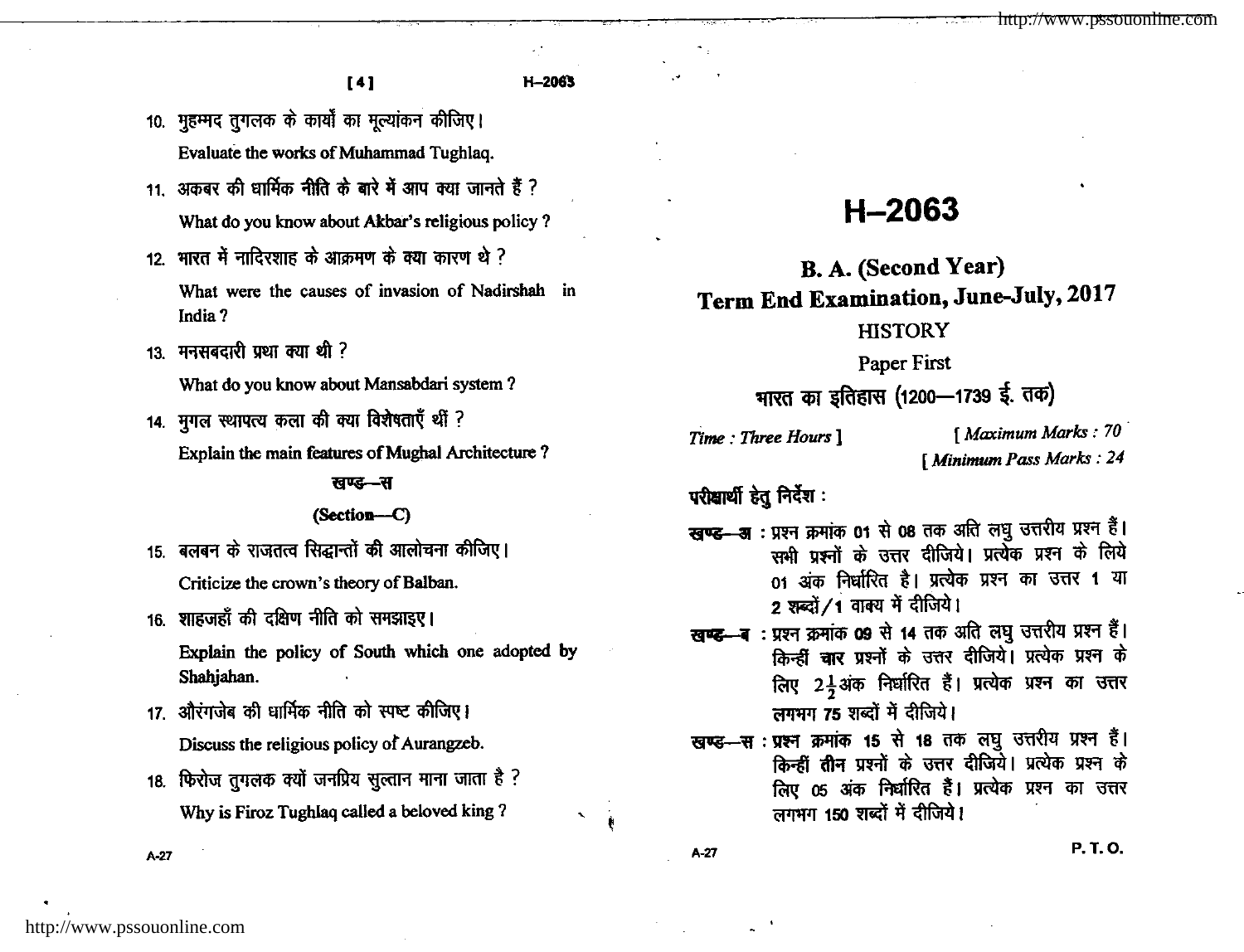10. मुहम्मद तुगलक के कार्यों का मूल्यांकन कीजिए।

    Evaluate the works of Muhammad Tughlaq.

11. अकबर की धार्मिक नीति के बारे में आप क्या जानते हैं ?

    What do you know about Akbar's religious policy ?

12. भारत में नादिरशाह के आक्रमण के क्या कारण थे ?

    What were the causes of invasion of Nadirshah in India ?

13. मनसबदारी प्रथा क्या थी ?

    What do you know about Mansabdari system ?

14. मुगल स्थापत्य कला की क्या विशेषताएँ थीं ?

    Explain the main features of Mughal Architecture ?

## खण्ड—स

## (Section—C)

15. बलबन के राजतत्व सिद्धान्तों की आलोचना कीजिए।

    Criticize the crown's theory of Balban.

16. शाहजहाँ की दक्षिण नीति को समझाइए।

    Explain the policy of South which one adopted by Shahjahan.

17. औरंगजेब की धार्मिक नीति को स्पष्ट कीजिए।

    Discuss the religious policy of Aurangzeb.

18. फिरोज तुगलक क्यों जनप्रिय सुल्तान माना जाता है ?

    Why is Firoz Tughlaq called a beloved king ?

A-27

# H–2063

## B. A. (Second Year)

## Term End Examination, June-July, 2017

### HISTORY

### Paper First

### भारत का इतिहास (1200—1739 ई. तक)

*Time : Three Hours* ] [ *Maximum Marks : 70*

[ *Minimum Pass Marks : 24*

**परीक्षार्थी हेतु निर्देश :**

**खण्ड—अ** : प्रश्न क्रमांक 01 से 08 तक अति लघु उत्तरीय प्रश्न हैं। सभी प्रश्नों के उत्तर दीजिये। प्रत्येक प्रश्न के लिये 01 अंक निर्धारित है। प्रत्येक प्रश्न का उत्तर 1 या 2 शब्दों/1 वाक्य में दीजिये।

**खण्ड—ब** : प्रश्न क्रमांक 09 से 14 तक अति लघु उत्तरीय प्रश्न हैं। किन्हीं **चार** प्रश्नों के उत्तर दीजिये। प्रत्येक प्रश्न के लिए $2\frac{1}{2}$ अंक निर्धारित हैं। प्रत्येक प्रश्न का उत्तर लगभग 75 शब्दों में दीजिये।

**खण्ड—स** : प्रश्न क्रमांक 15 से 18 तक लघु उत्तरीय प्रश्न हैं। किन्हीं **तीन** प्रश्नों के उत्तर दीजिये। प्रत्येक प्रश्न के लिए 05 अंक निर्धारित हैं। प्रत्येक प्रश्न का उत्तर लगभग 150 शब्दों में दीजिये।

A-27 P. T. O.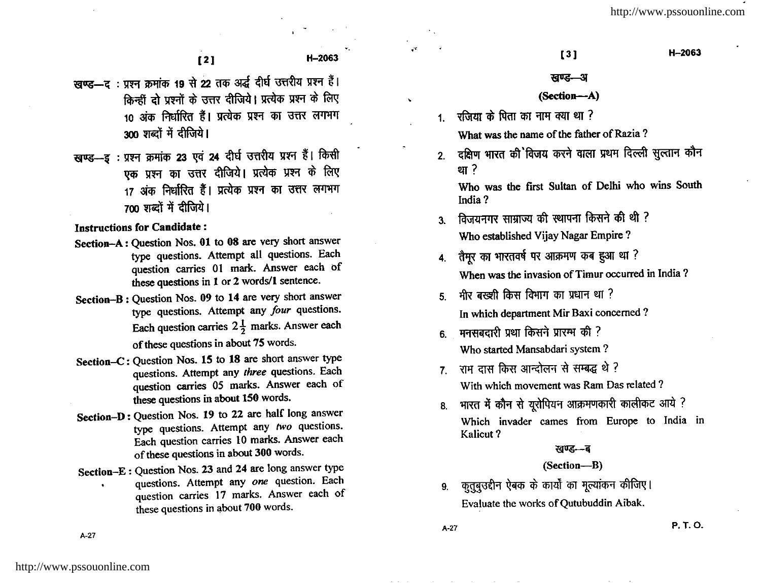खण्ड—द : प्रश्न क्रमांक 19 से 22 तक अर्द्ध दीर्घ उत्तरीय प्रश्न हैं। किन्हीं दो प्रश्नों के उत्तर दीजिये। प्रत्येक प्रश्न के लिए 10 अंक निर्धारित हैं। प्रत्येक प्रश्न का उत्तर लगभग 300 शब्दों में दीजिये।

खण्ड—इ : प्रश्न क्रमांक 23 एवं 24 दीर्घ उत्तरीय प्रश्न हैं। किसी एक प्रश्न का उत्तर दीजिये। प्रत्येक प्रश्न के लिए 17 अंक निर्धारित हैं। प्रत्येक प्रश्न का उत्तर लगभग 700 शब्दों में दीजिये।

**Instructions for Candidate :**

**Section–A :** Question Nos. **01** to **08** are very short answer type questions. Attempt all questions. Each question carries 01 mark. Answer each of these questions in **1** or **2** words/**1** sentence.

**Section–B :** Question Nos. **09** to **14** are very short answer type questions. Attempt any *four* questions. Each question carries $2\frac{1}{2}$ marks. Answer each of these questions in about **75** words.

**Section–C :** Question Nos. **15** to **18** are short answer type questions. Attempt any *three* questions. Each question carries 05 marks. Answer each of these questions in about 150 words.

**Section–D :** Question Nos. 19 to 22 are half long answer type questions. Attempt any *two* questions. Each question carries 10 marks. Answer each of these questions in about 300 words.

**Section–E :** Question Nos. 23 and 24 are long answer type questions. Attempt any *one* question. Each question carries 17 marks. Answer each of these questions in about 700 words.

## खण्ड—अ

## (Section—A)

1. रजिया के पिता का नाम क्या था ?
   What was the name of the father of Razia ?

2. दक्षिण भारत की विजय करने वाला प्रथम दिल्ली सुल्तान कौन था ?
   Who was the first Sultan of Delhi who wins South India ?

3. विजयनगर साम्राज्य की स्थापना किसने की थी ?
   Who established Vijay Nagar Empire ?

4. तैमूर का भारतवर्ष पर आक्रमण कब हुआ था ?
   When was the invasion of Timur occurred in India ?

5. मीर बख्शी किस विभाग का प्रधान था ?
   In which department Mir Baxi concerned ?

6. मनसबदारी प्रथा किसने प्रारम्भ की ?
   Who started Mansabdari system ?

7. राम दास किस आन्दोलन से सम्बद्ध थे ?
   With which movement was Ram Das related ?

8. भारत में कौन से यूरोपियन आक्रमणकारी कालीकट आये ?
   Which invader cames from Europe to India in Kalicut ?

## खण्ड—ब

## (Section—B)

9. कुतुबुउद्दीन ऐबक के कार्यों का मूल्यांकन कीजिए।
   Evaluate the works of Qutubuddin Aibak.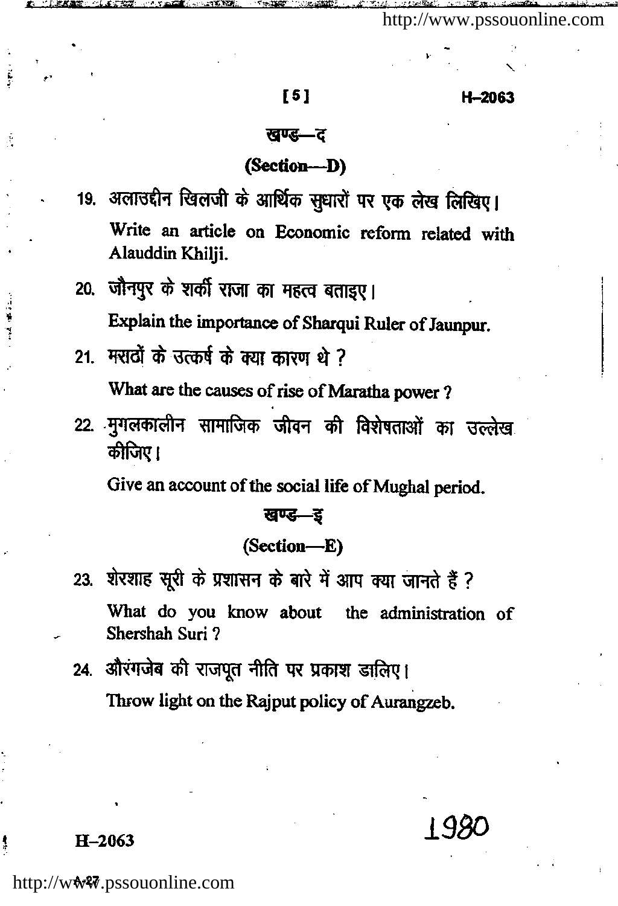## खण्ड—द

## (Section—D)

19. अलाउद्दीन खिलजी के आर्थिक सुधारों पर एक लेख लिखिए।

    Write an article on Economic reform related with Alauddin Khilji.

20. जौनपुर के शर्की राजा का महत्व बताइए।

    Explain the importance of Sharqui Ruler of Jaunpur.

21. मराठों के उत्कर्ष के क्या कारण थे ?

    What are the causes of rise of Maratha power ?

22. मुगलकालीन सामाजिक जीवन की विशेषताओं का उल्लेख कीजिए।

    Give an account of the social life of Mughal period.

## खण्ड—इ

## (Section—E)

23. शेरशाह सूरी के प्रशासन के बारे में आप क्या जानते हैं ?

    What do you know about the administration of Shershah Suri ?

24. औरंगजेब की राजपूत नीति पर प्रकाश डालिए।

    Throw light on the Rajput policy of Aurangzeb.

1980